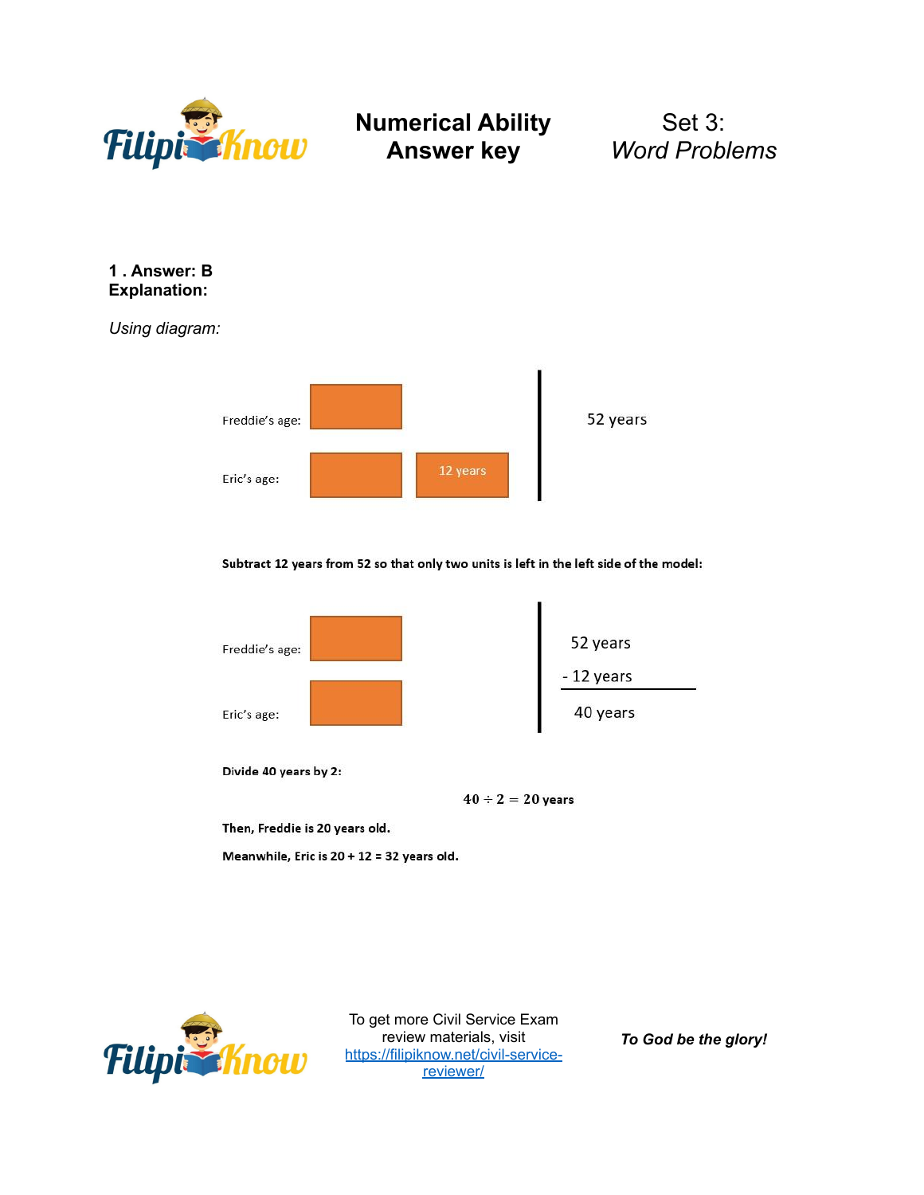# Numerical Ability Answer key

## Set 3: *Word Problems*

**1 . Answer: B**
**Explanation:**

*Using diagram:*

Freddie's age: [ ]

Eric's age: [ ] [ 12 years ]

52 years

**Subtract 12 years from 52 so that only two units is left in the left side of the model:**

Freddie's age: [ ]

Eric's age: [ ]

52 years
\- 12 years

40 years

**Divide 40 years by 2:**

$$40 \div 2 = 20 \text{ years}$$

**Then, Freddie is 20 years old.**

**Meanwhile, Eric is 20 + 12 = 32 years old.**

To get more Civil Service Exam review materials, visit https://filipiknow.net/civil-service-reviewer/

***To God be the glory!***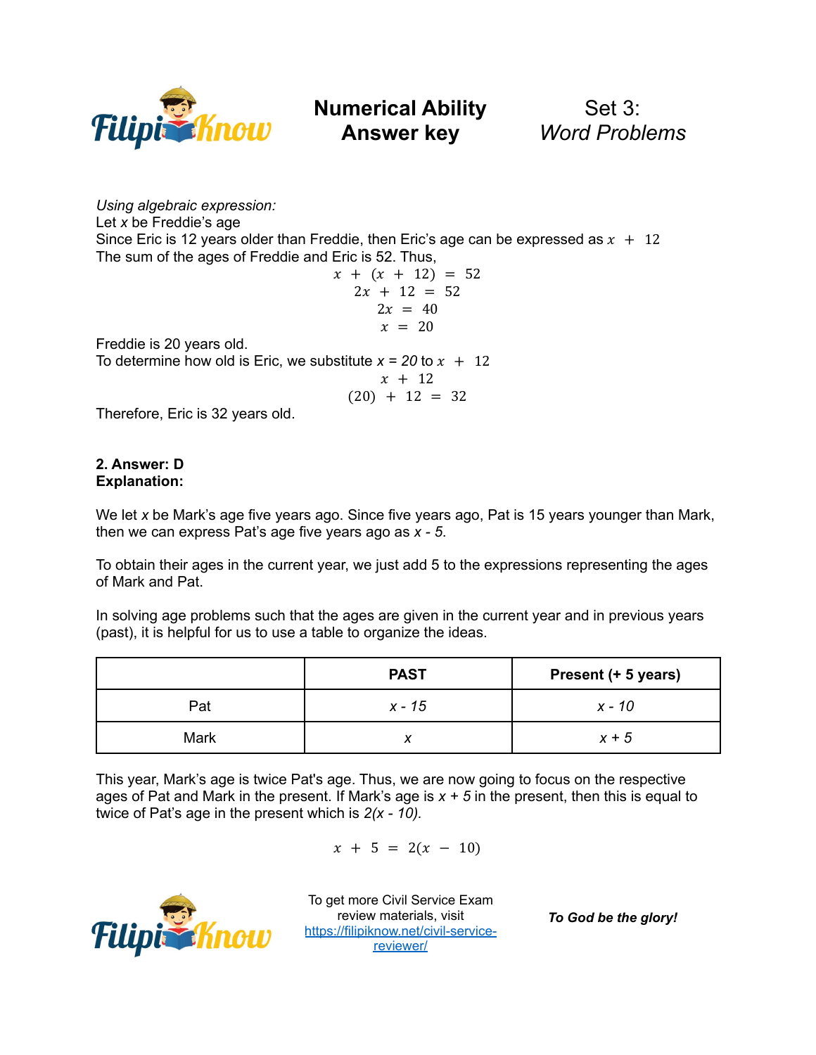*Using algebraic expression:*
Let $x$ be Freddie's age
Since Eric is 12 years older than Freddie, then Eric's age can be expressed as $x + 12$
The sum of the ages of Freddie and Eric is 52. Thus,

$$x + (x + 12) = 52$$
$$2x + 12 = 52$$
$$2x = 40$$
$$x = 20$$

Freddie is 20 years old.
To determine how old is Eric, we substitute $x = 20$ to $x + 12$

$$x + 12$$
$$(20) + 12 = 32$$

Therefore, Eric is 32 years old.

**2. Answer: D**
**Explanation:**

We let $x$ be Mark's age five years ago. Since five years ago, Pat is 15 years younger than Mark, then we can express Pat's age five years ago as $x - 5$.

To obtain their ages in the current year, we just add 5 to the expressions representing the ages of Mark and Pat.

In solving age problems such that the ages are given in the current year and in previous years (past), it is helpful for us to use a table to organize the ideas.

| | PAST | Present (+ 5 years) |
|---|---|---|
| Pat | $x - 15$ | $x - 10$ |
| Mark | $x$ | $x + 5$ |

This year, Mark's age is twice Pat's age. Thus, we are now going to focus on the respective ages of Pat and Mark in the present. If Mark's age is $x + 5$ in the present, then this is equal to twice of Pat's age in the present which is $2(x - 10)$.

$$x + 5 = 2(x - 10)$$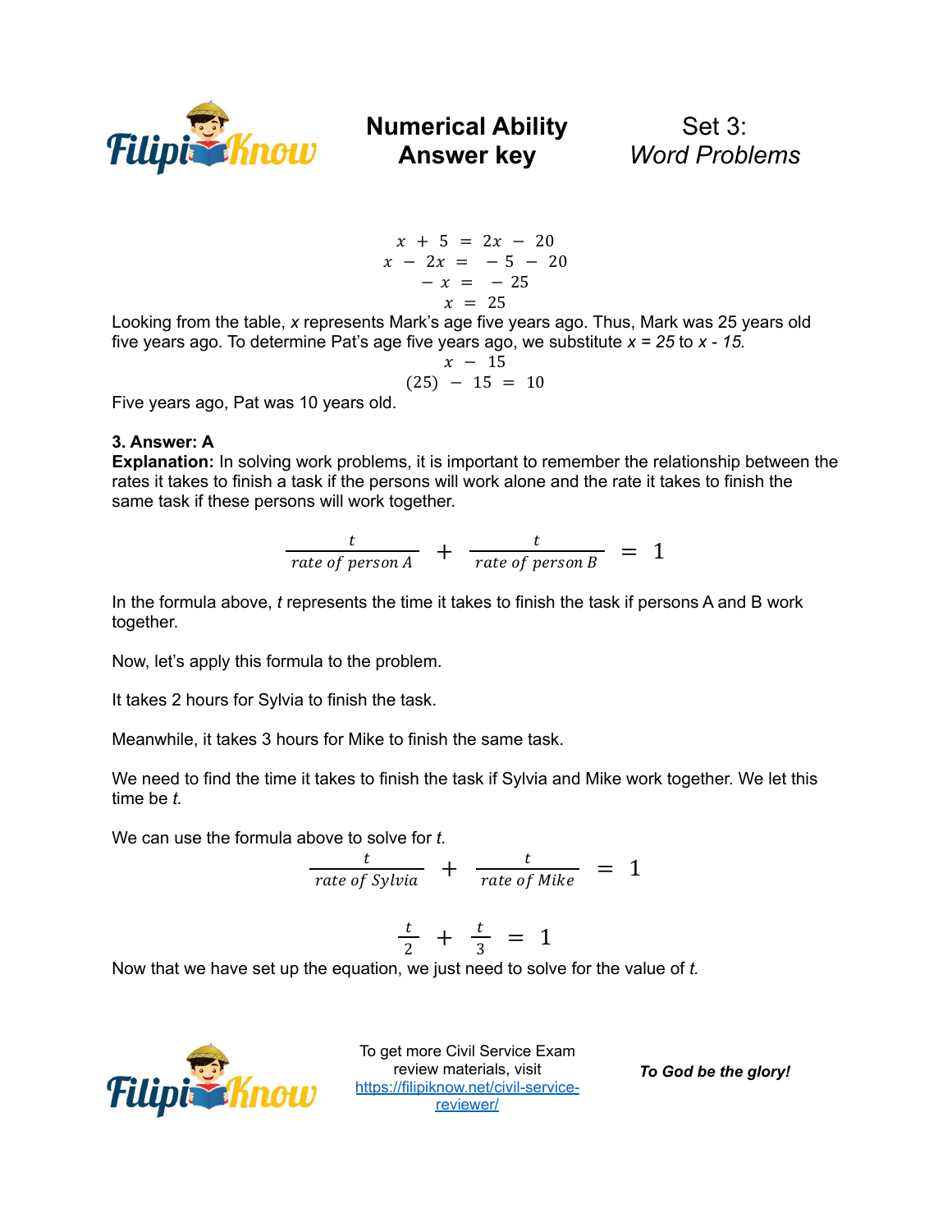$$x + 5 = 2x - 20$$
$$x - 2x = -5 - 20$$
$$-x = -25$$
$$x = 25$$

Looking from the table, *x* represents Mark's age five years ago. Thus, Mark was 25 years old five years ago. To determine Pat's age five years ago, we substitute *x = 25* to *x - 15*.

$$x - 15$$
$$(25) - 15 = 10$$

Five years ago, Pat was 10 years old.

**3. Answer: A**

**Explanation:** In solving work problems, it is important to remember the relationship between the rates it takes to finish a task if the persons will work alone and the rate it takes to finish the same task if these persons will work together.

$$\frac{t}{rate\ of\ person\ A} + \frac{t}{rate\ of\ person\ B} = 1$$

In the formula above, *t* represents the time it takes to finish the task if persons A and B work together.

Now, let's apply this formula to the problem.

It takes 2 hours for Sylvia to finish the task.

Meanwhile, it takes 3 hours for Mike to finish the same task.

We need to find the time it takes to finish the task if Sylvia and Mike work together. We let this time be *t*.

We can use the formula above to solve for *t*.

$$\frac{t}{rate\ of\ Sylvia} + \frac{t}{rate\ of\ Mike} = 1$$

$$\frac{t}{2} + \frac{t}{3} = 1$$

Now that we have set up the equation, we just need to solve for the value of *t*.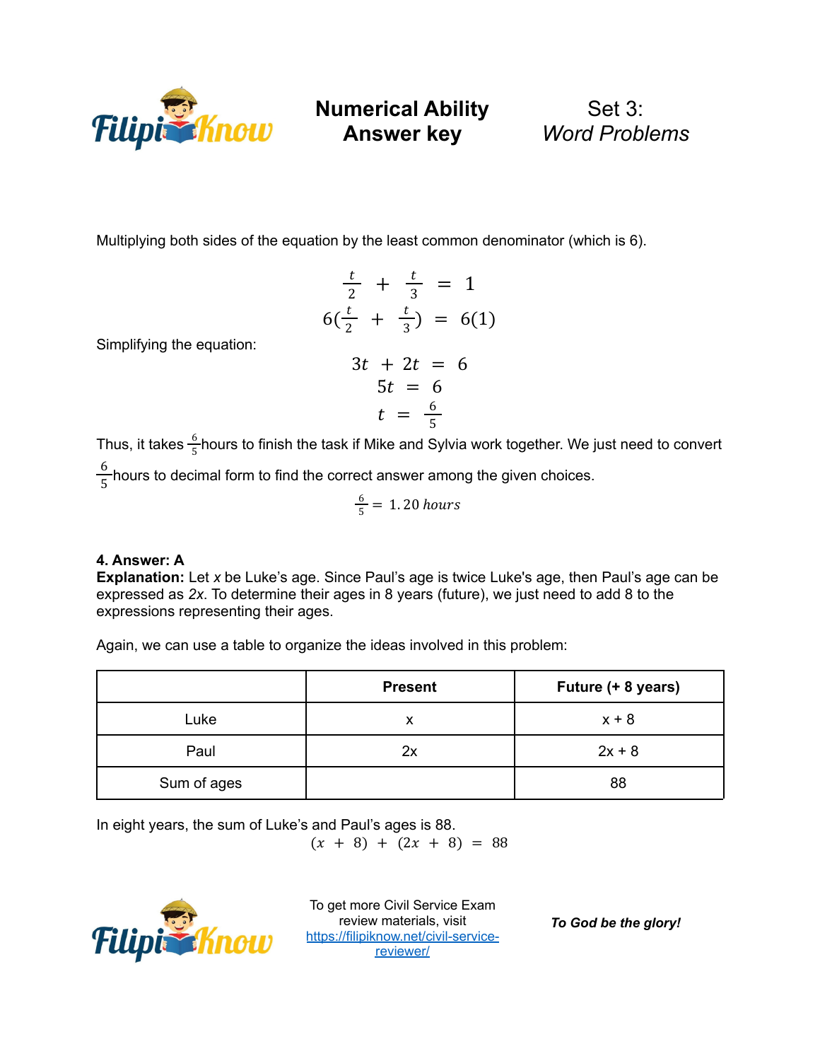Multiplying both sides of the equation by the least common denominator (which is 6).

$$\frac{t}{2} + \frac{t}{3} = 1$$

$$6\left(\frac{t}{2} + \frac{t}{3}\right) = 6(1)$$

Simplifying the equation:

$$3t + 2t = 6$$

$$5t = 6$$

$$t = \frac{6}{5}$$

Thus, it takes $\frac{6}{5}$ hours to finish the task if Mike and Sylvia work together. We just need to convert $\frac{6}{5}$ hours to decimal form to find the correct answer among the given choices.

$$\frac{6}{5} = 1.20 \text{ hours}$$

**4. Answer: A**

**Explanation:** Let *x* be Luke's age. Since Paul's age is twice Luke's age, then Paul's age can be expressed as *2x*. To determine their ages in 8 years (future), we just need to add 8 to the expressions representing their ages.

Again, we can use a table to organize the ideas involved in this problem:

| | **Present** | **Future (+ 8 years)** |
|---|---|---|
| Luke | x | x + 8 |
| Paul | 2x | 2x + 8 |
| Sum of ages | | 88 |

In eight years, the sum of Luke's and Paul's ages is 88.

$$(x + 8) + (2x + 8) = 88$$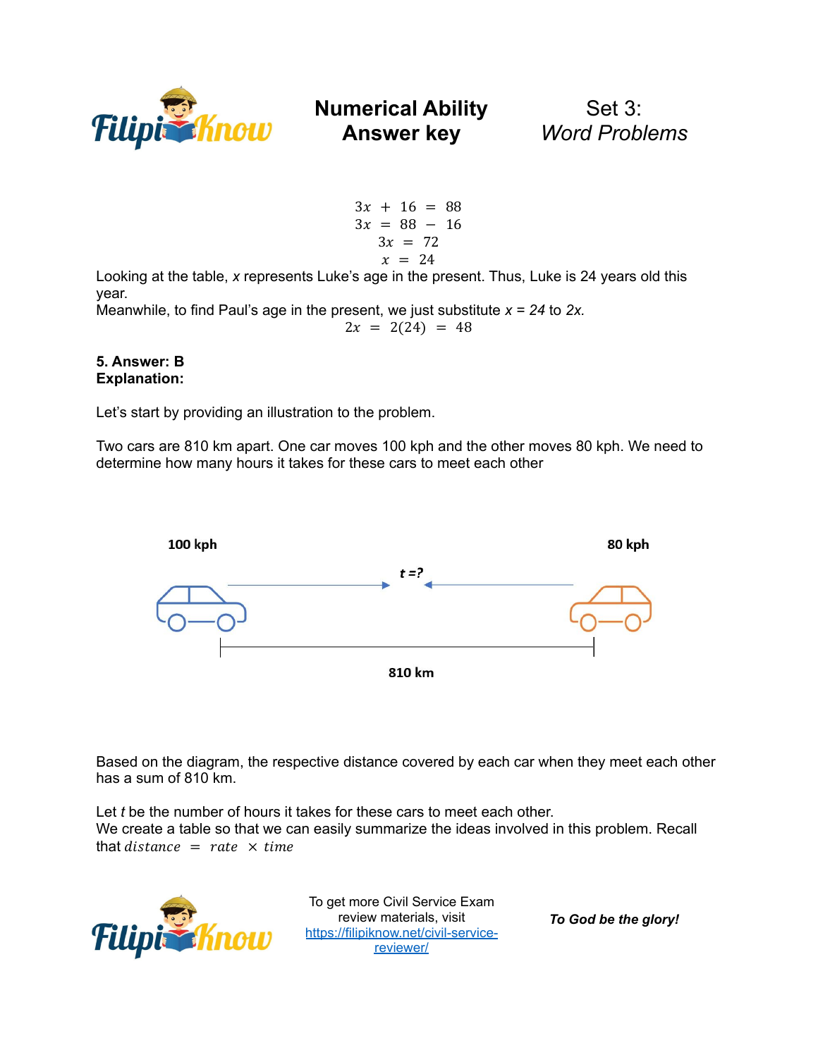$$3x + 16 = 88$$
$$3x = 88 - 16$$
$$3x = 72$$
$$x = 24$$

Looking at the table, *x* represents Luke's age in the present. Thus, Luke is 24 years old this year.
Meanwhile, to find Paul's age in the present, we just substitute $x = 24$ to $2x$.

$$2x = 2(24) = 48$$

**5. Answer: B**
**Explanation:**

Let's start by providing an illustration to the problem.

Two cars are 810 km apart. One car moves 100 kph and the other moves 80 kph. We need to determine how many hours it takes for these cars to meet each other

**100 kph** **80 kph**

***t =?***

**810 km**

Based on the diagram, the respective distance covered by each car when they meet each other has a sum of 810 km.

Let *t* be the number of hours it takes for these cars to meet each other.
We create a table so that we can easily summarize the ideas involved in this problem. Recall that $distance = rate \times time$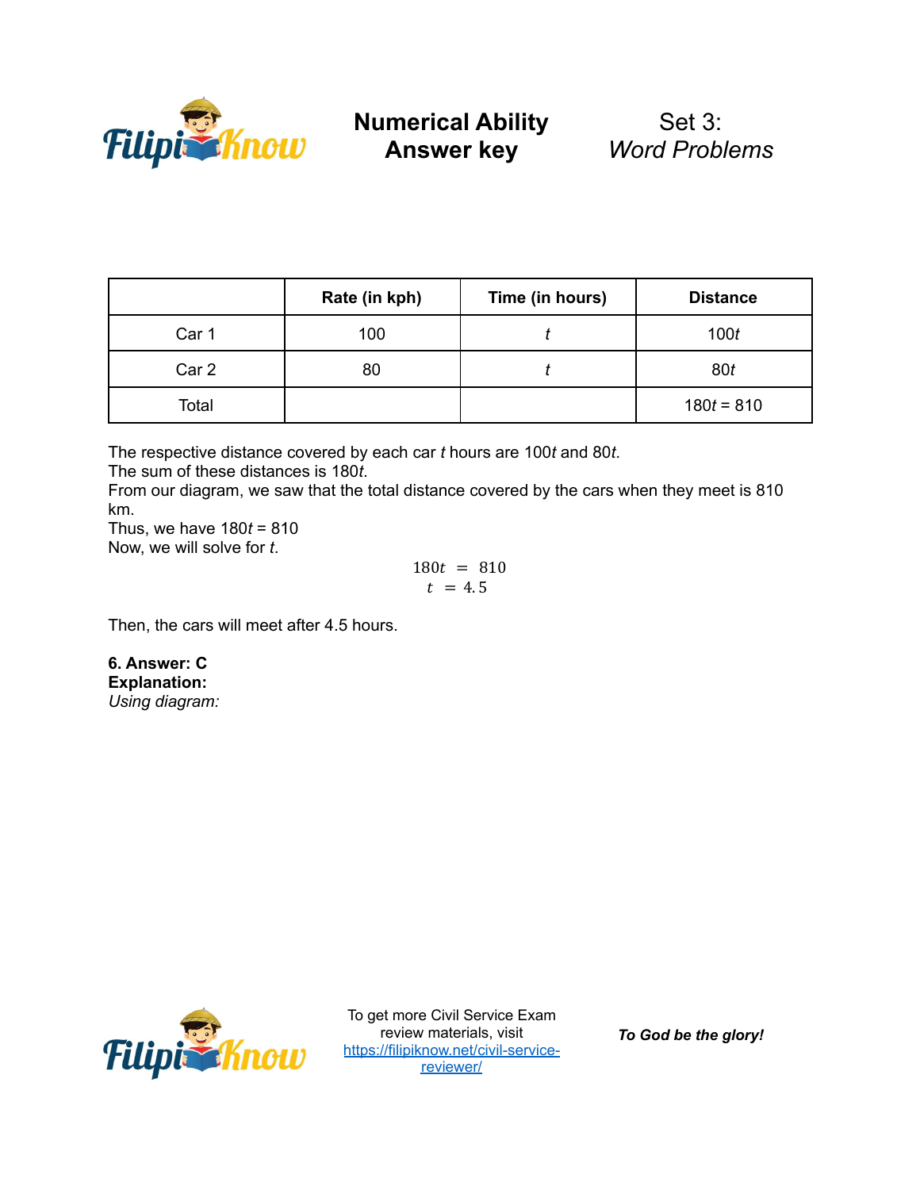| | Rate (in kph) | Time (in hours) | Distance |
|---|---|---|---|
| Car 1 | 100 | $t$ | $100t$ |
| Car 2 | 80 | $t$ | $80t$ |
| Total | | | $180t = 810$ |

The respective distance covered by each car $t$ hours are $100t$ and $80t$.
The sum of these distances is $180t$.
From our diagram, we saw that the total distance covered by the cars when they meet is 810 km.
Thus, we have $180t = 810$
Now, we will solve for $t$.

$$
\begin{aligned}
180t &= 810 \\
t &= 4.5
\end{aligned}
$$

Then, the cars will meet after 4.5 hours.

**6. Answer: C**
**Explanation:**
*Using diagram:*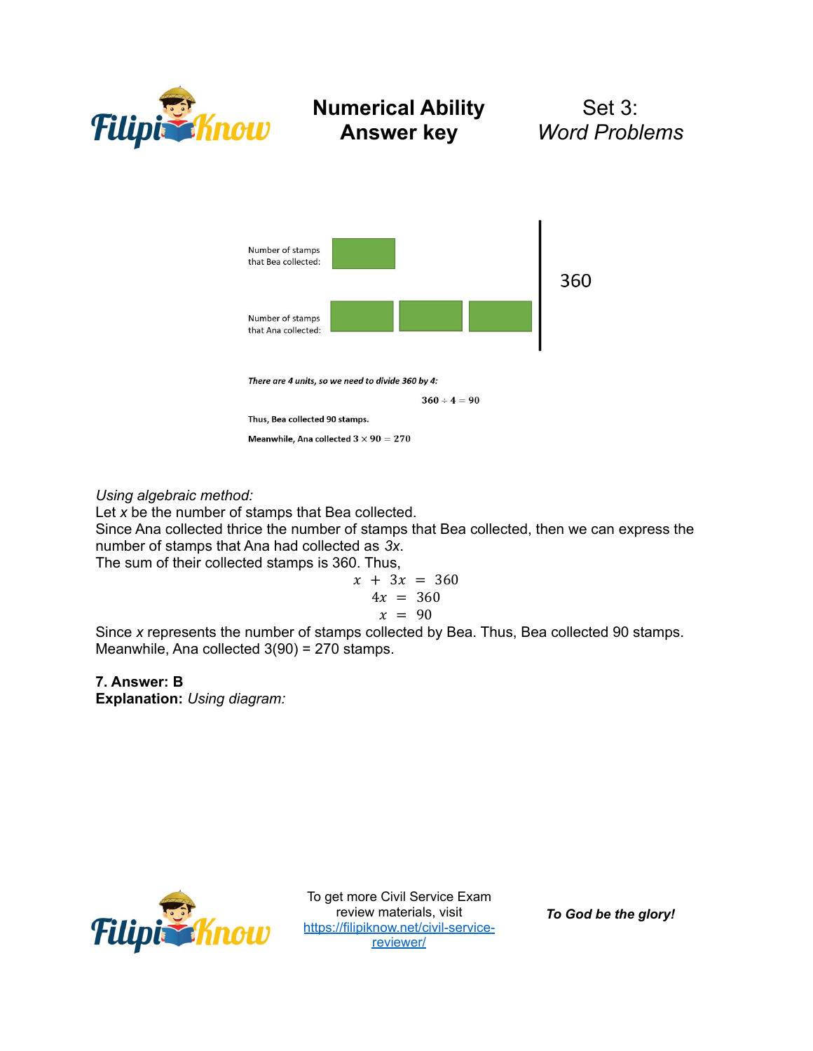Number of stamps that Bea collected:

Number of stamps that Ana collected:

360

*There are 4 units, so we need to divide 360 by 4:*

$$360 \div 4 = 90$$

Thus, Bea collected 90 stamps.

Meanwhile, Ana collected $3 \times 90 = 270$

*Using algebraic method:*
Let $x$ be the number of stamps that Bea collected.
Since Ana collected thrice the number of stamps that Bea collected, then we can express the number of stamps that Ana had collected as $3x$.
The sum of their collected stamps is 360. Thus,

$$x + 3x = 360$$
$$4x = 360$$
$$x = 90$$

Since $x$ represents the number of stamps collected by Bea. Thus, Bea collected 90 stamps.
Meanwhile, Ana collected 3(90) = 270 stamps.

**7. Answer: B**
**Explanation:** *Using diagram:*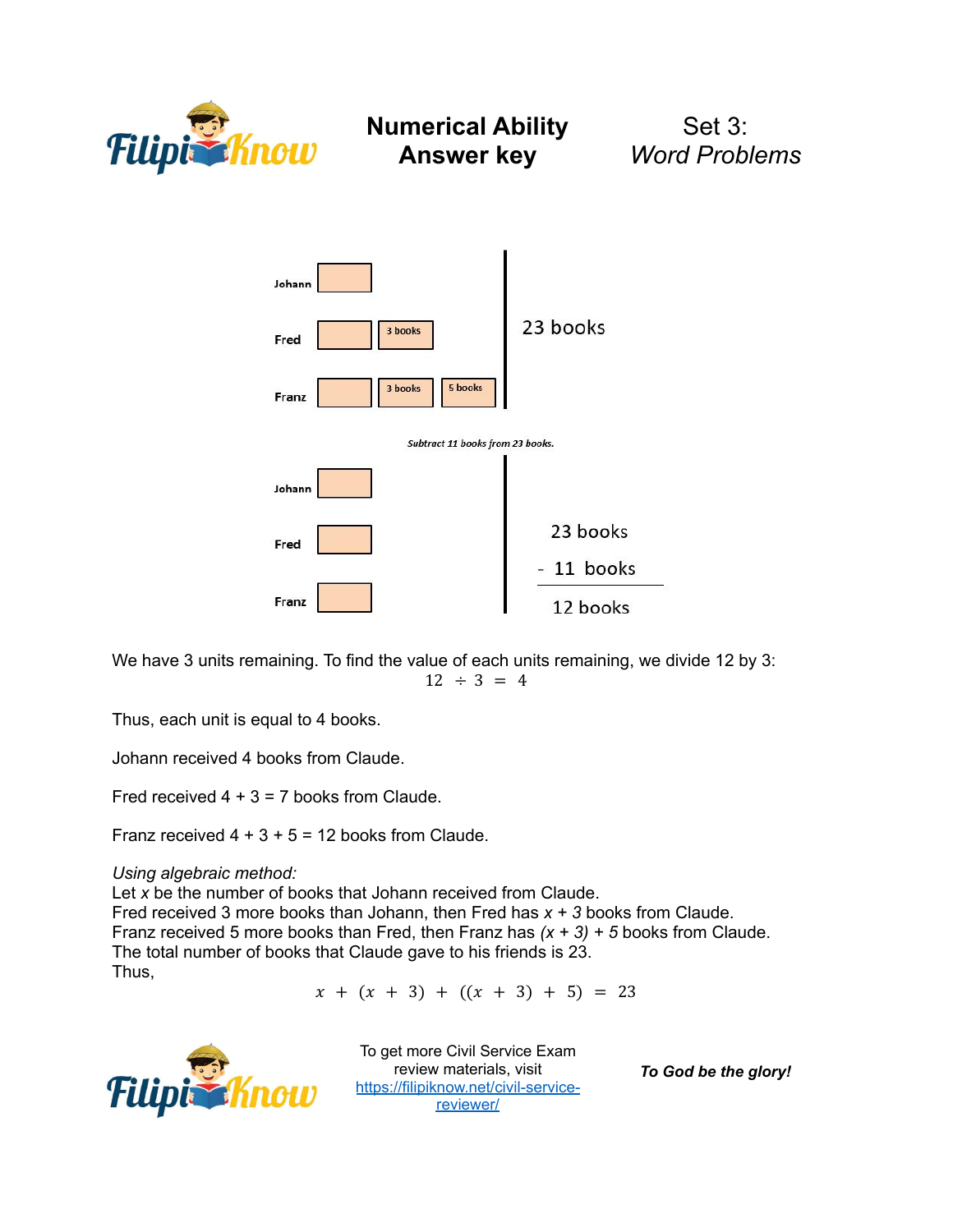Johann
Fred — 3 books
Franz — 3 books, 5 books

23 books

*Subtract 11 books from 23 books.*

Johann
Fred
Franz

23 books
\- 11 books
12 books

We have 3 units remaining. To find the value of each units remaining, we divide 12 by 3:

$$12 \div 3 = 4$$

Thus, each unit is equal to 4 books.

Johann received 4 books from Claude.

Fred received 4 + 3 = 7 books from Claude.

Franz received 4 + 3 + 5 = 12 books from Claude.

*Using algebraic method:*
Let $x$ be the number of books that Johann received from Claude.
Fred received 3 more books than Johann, then Fred has $x + 3$ books from Claude.
Franz received 5 more books than Fred, then Franz has $(x + 3) + 5$ books from Claude.
The total number of books that Claude gave to his friends is 23.
Thus,

$$x + (x + 3) + ((x + 3) + 5) = 23$$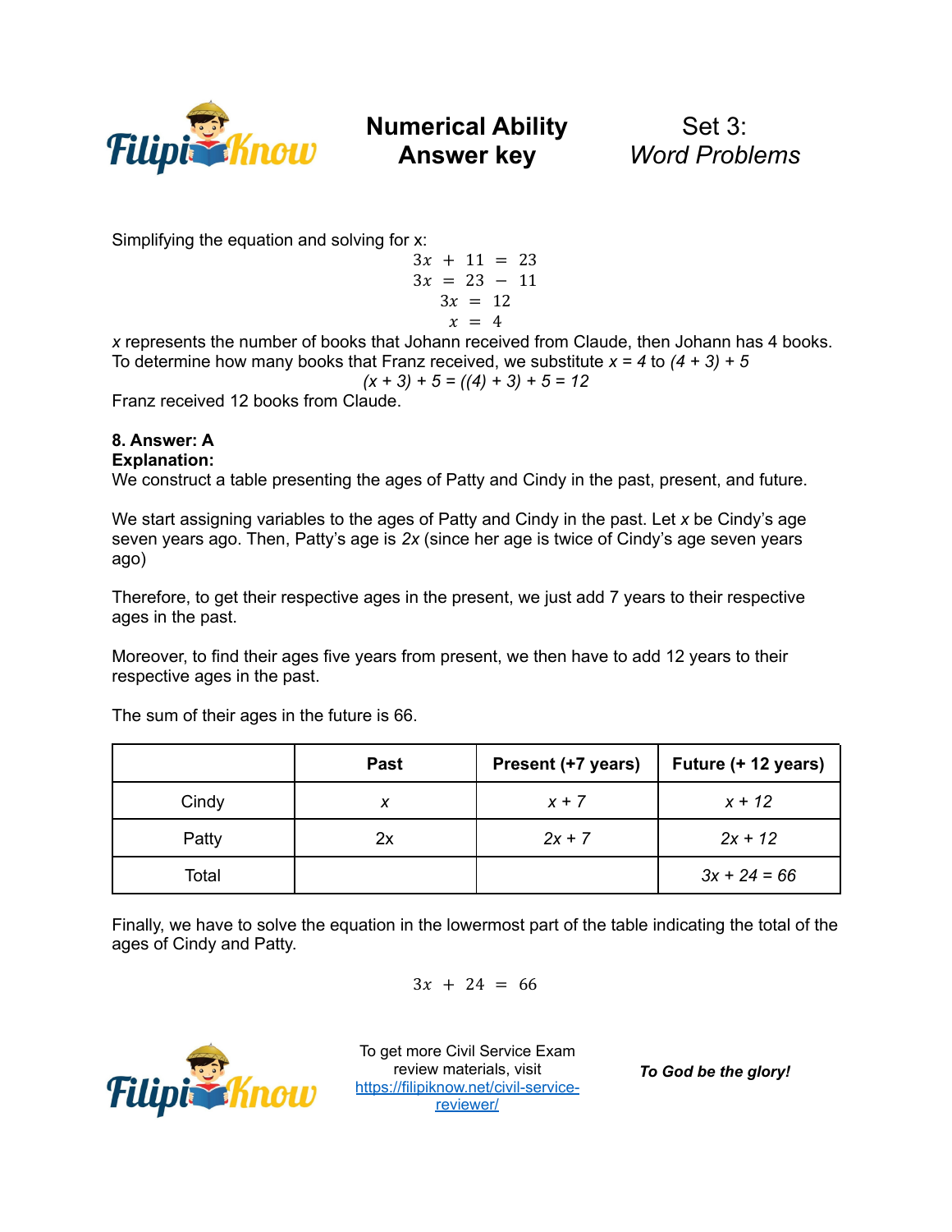Simplifying the equation and solving for x:

$$3x + 11 = 23$$
$$3x = 23 - 11$$
$$3x = 12$$
$$x = 4$$

$x$ represents the number of books that Johann received from Claude, then Johann has 4 books. To determine how many books that Franz received, we substitute $x = 4$ to $(4 + 3) + 5$

$$(x + 3) + 5 = ((4) + 3) + 5 = 12$$

Franz received 12 books from Claude.

**8. Answer: A**
**Explanation:**
We construct a table presenting the ages of Patty and Cindy in the past, present, and future.

We start assigning variables to the ages of Patty and Cindy in the past. Let $x$ be Cindy's age seven years ago. Then, Patty's age is $2x$ (since her age is twice of Cindy's age seven years ago)

Therefore, to get their respective ages in the present, we just add 7 years to their respective ages in the past.

Moreover, to find their ages five years from present, we then have to add 12 years to their respective ages in the past.

The sum of their ages in the future is 66.

| | Past | Present (+7 years) | Future (+ 12 years) |
|---|---|---|---|
| Cindy | $x$ | $x + 7$ | $x + 12$ |
| Patty | $2x$ | $2x + 7$ | $2x + 12$ |
| Total | | | $3x + 24 = 66$ |

Finally, we have to solve the equation in the lowermost part of the table indicating the total of the ages of Cindy and Patty.

$$3x + 24 = 66$$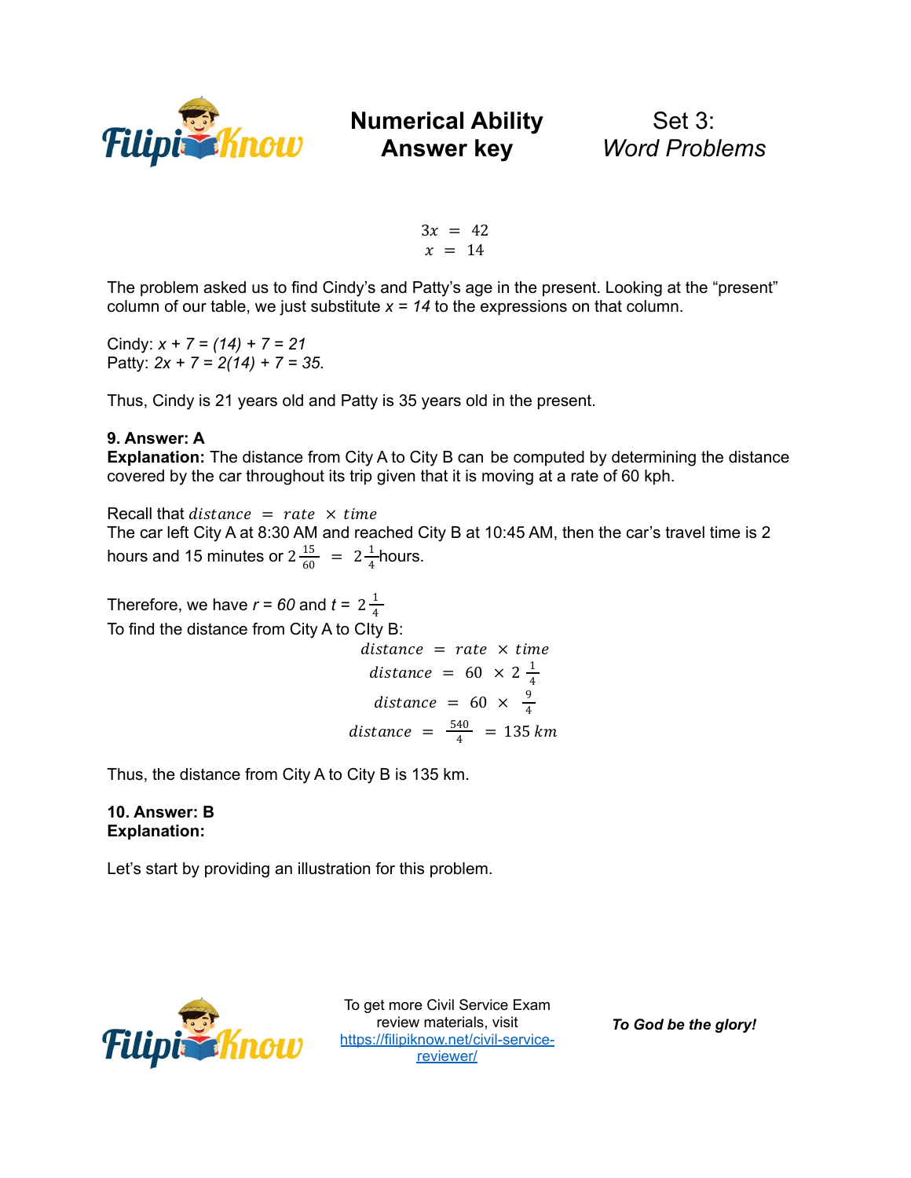$$3x = 42$$
$$x = 14$$

The problem asked us to find Cindy's and Patty's age in the present. Looking at the "present" column of our table, we just substitute $x = 14$ to the expressions on that column.

Cindy: $x + 7 = (14) + 7 = 21$
Patty: $2x + 7 = 2(14) + 7 = 35$.

Thus, Cindy is 21 years old and Patty is 35 years old in the present.

**9. Answer: A**
**Explanation:** The distance from City A to City B can be computed by determining the distance covered by the car throughout its trip given that it is moving at a rate of 60 kph.

Recall that $distance = rate \times time$
The car left City A at 8:30 AM and reached City B at 10:45 AM, then the car's travel time is 2 hours and 15 minutes or $2\frac{15}{60} = 2\frac{1}{4}$ hours.

Therefore, we have $r = 60$ and $t = 2\frac{1}{4}$
To find the distance from City A to CIty B:

$$distance = rate \times time$$
$$distance = 60 \times 2\frac{1}{4}$$
$$distance = 60 \times \frac{9}{4}$$
$$distance = \frac{540}{4} = 135\ km$$

Thus, the distance from City A to City B is 135 km.

**10. Answer: B**
**Explanation:**

Let's start by providing an illustration for this problem.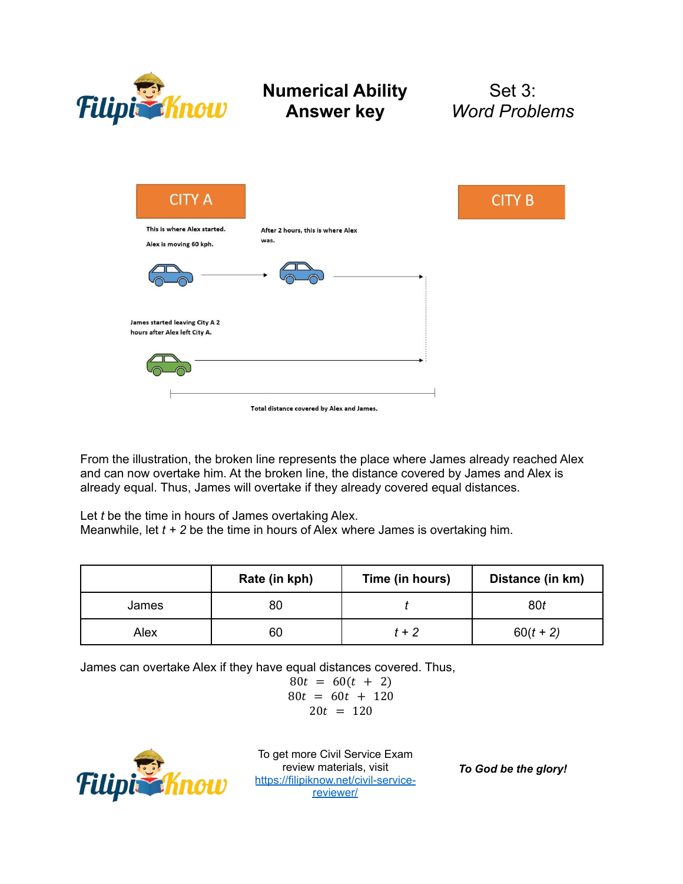From the illustration, the broken line represents the place where James already reached Alex and can now overtake him. At the broken line, the distance covered by James and Alex is already equal. Thus, James will overtake if they already covered equal distances.

Let $t$ be the time in hours of James overtaking Alex.
Meanwhile, let $t + 2$ be the time in hours of Alex where James is overtaking him.

| | Rate (in kph) | Time (in hours) | Distance (in km) |
|---|---|---|---|
| James | 80 | $t$ | $80t$ |
| Alex | 60 | $t + 2$ | $60(t + 2)$ |

James can overtake Alex if they have equal distances covered. Thus,

$$80t = 60(t + 2)$$
$$80t = 60t + 120$$
$$20t = 120$$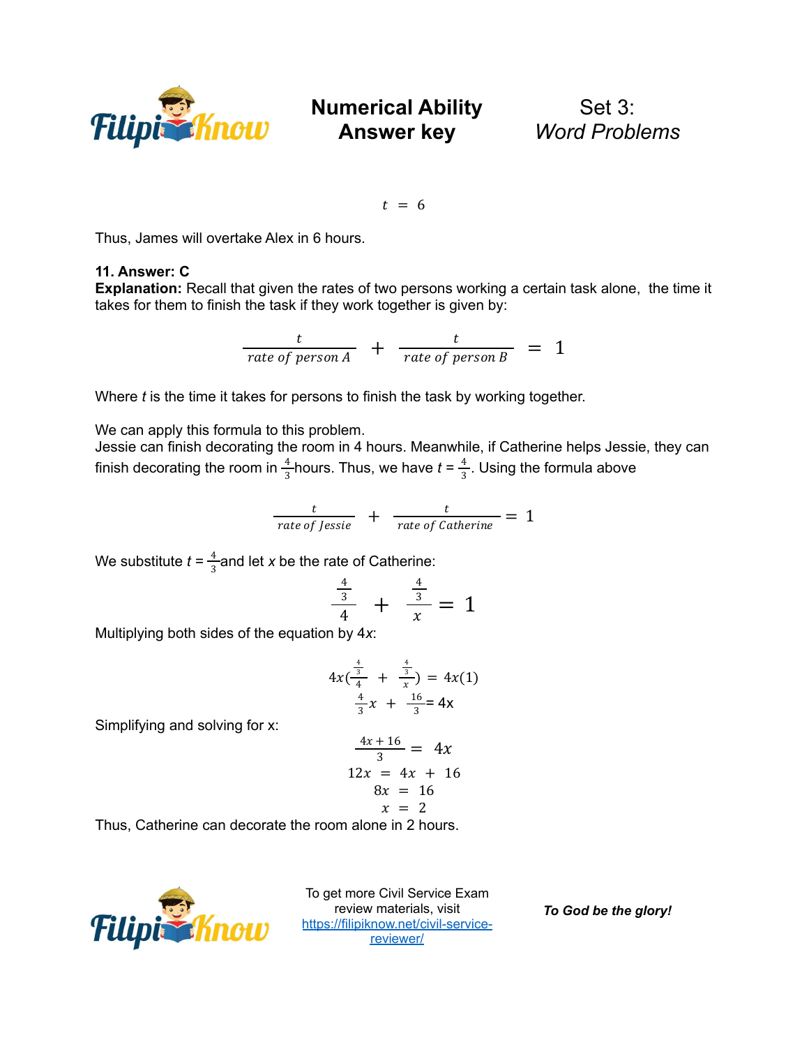$$t = 6$$

Thus, James will overtake Alex in 6 hours.

**11. Answer: C**

**Explanation:** Recall that given the rates of two persons working a certain task alone, the time it takes for them to finish the task if they work together is given by:

$$\frac{t}{rate\ of\ person\ A} + \frac{t}{rate\ of\ person\ B} = 1$$

Where *t* is the time it takes for persons to finish the task by working together.

We can apply this formula to this problem.

Jessie can finish decorating the room in 4 hours. Meanwhile, if Catherine helps Jessie, they can finish decorating the room in $\frac{4}{3}$ hours. Thus, we have $t = \frac{4}{3}$. Using the formula above

$$\frac{t}{rate\ of\ Jessie} + \frac{t}{rate\ of\ Catherine} = 1$$

We substitute $t = \frac{4}{3}$ and let *x* be the rate of Catherine:

$$\frac{\frac{4}{3}}{4} + \frac{\frac{4}{3}}{x} = 1$$

Multiplying both sides of the equation by 4*x*:

$$4x\left(\frac{\frac{4}{3}}{4} + \frac{\frac{4}{3}}{x}\right) = 4x(1)$$

$$\frac{4}{3}x + \frac{16}{3} = 4x$$

Simplifying and solving for x:

$$\frac{4x + 16}{3} = 4x$$

$$12x = 4x + 16$$

$$8x = 16$$

$$x = 2$$

Thus, Catherine can decorate the room alone in 2 hours.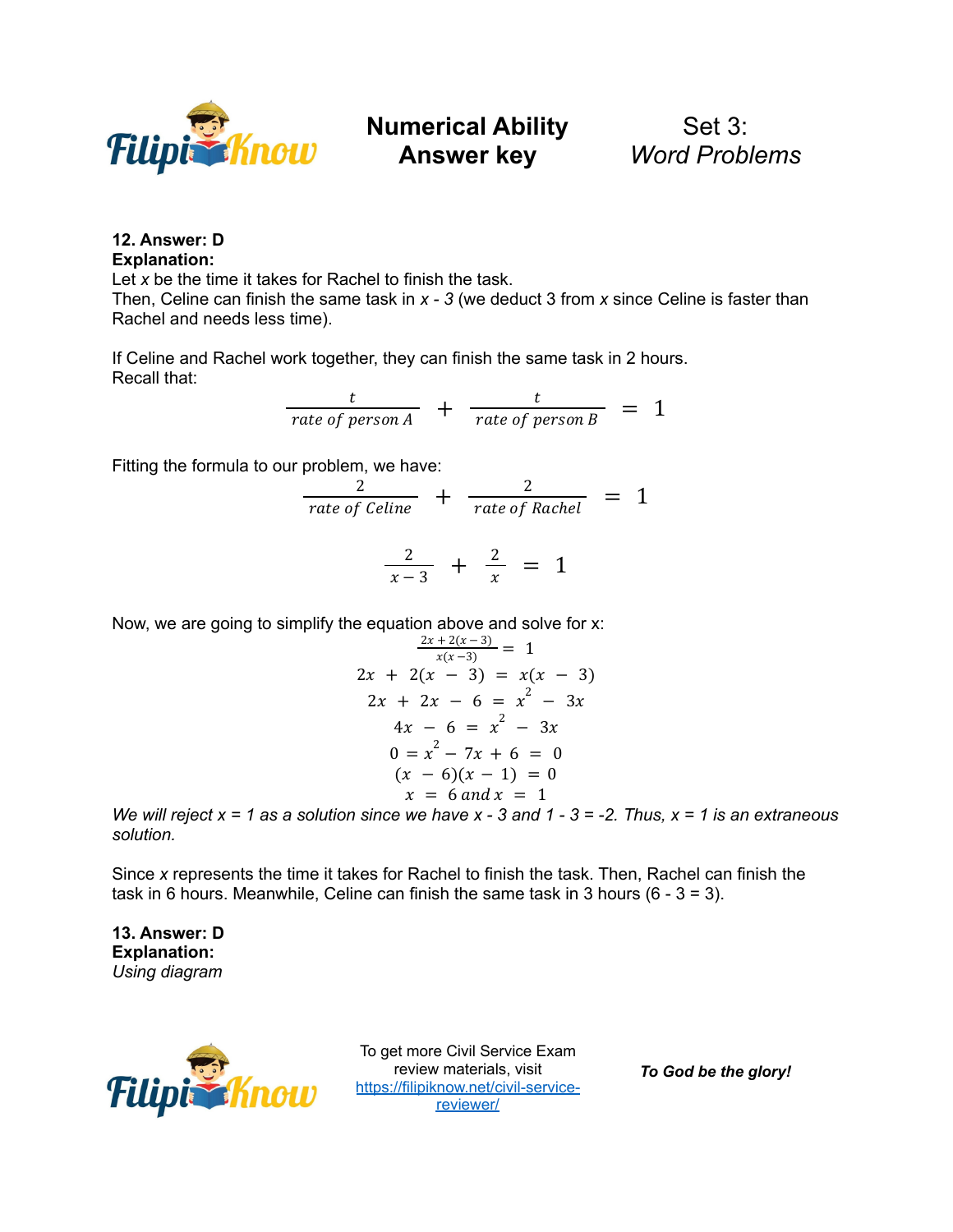**12. Answer: D**

**Explanation:**

Let *x* be the time it takes for Rachel to finish the task.
Then, Celine can finish the same task in *x - 3* (we deduct 3 from *x* since Celine is faster than Rachel and needs less time).

If Celine and Rachel work together, they can finish the same task in 2 hours.
Recall that:

$$\frac{t}{rate\ of\ person\ A} + \frac{t}{rate\ of\ person\ B} = 1$$

Fitting the formula to our problem, we have:

$$\frac{2}{rate\ of\ Celine} + \frac{2}{rate\ of\ Rachel} = 1$$

$$\frac{2}{x-3} + \frac{2}{x} = 1$$

Now, we are going to simplify the equation above and solve for x:

$$\frac{2x + 2(x-3)}{x(x-3)} = 1$$

$$2x + 2(x - 3) = x(x - 3)$$

$$2x + 2x - 6 = x^2 - 3x$$

$$4x - 6 = x^2 - 3x$$

$$0 = x^2 - 7x + 6 = 0$$

$$(x - 6)(x - 1) = 0$$

$$x = 6 \text{ and } x = 1$$

*We will reject x = 1 as a solution since we have x - 3 and 1 - 3 = -2. Thus, x = 1 is an extraneous solution.*

Since *x* represents the time it takes for Rachel to finish the task. Then, Rachel can finish the task in 6 hours. Meanwhile, Celine can finish the same task in 3 hours (6 - 3 = 3).

**13. Answer: D**

**Explanation:**

*Using diagram*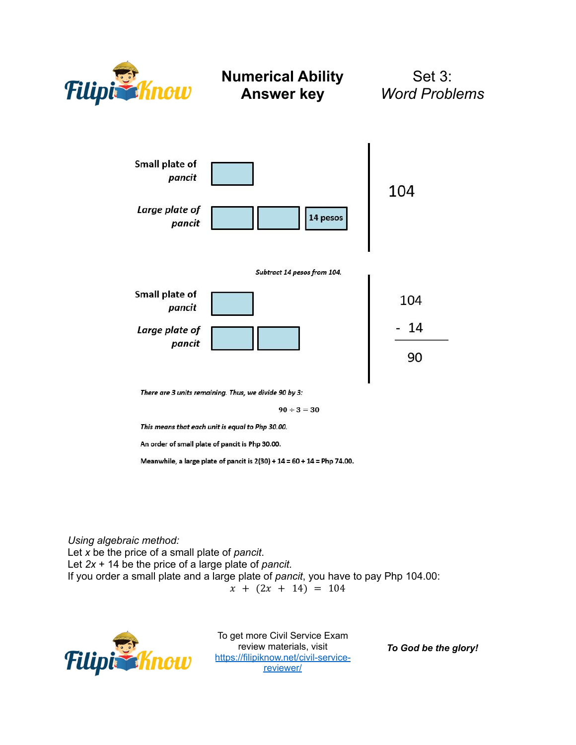Small plate of *pancit* | [ ] | 104

*Large plate of pancit* | [ ] [ ] [14 pesos] |

*Subtract 14 pesos from 104.*

Small plate of *pancit* | [ ] |

*Large plate of pancit* | [ ] [ ] |

$$
\begin{array}{r} 104 \\ -\ 14 \\ \hline 90 \end{array}
$$

*There are 3 units remaining. Thus, we divide 90 by 3:*

$$90 \div 3 = 30$$

*This means that each unit is equal to Php 30.00.*

An order of small plate of pancit is Php 30.00.

Meanwhile, a large plate of pancit is 2(30) + 14 = 60 + 14 = Php 74.00.

*Using algebraic method:*
Let $x$ be the price of a small plate of *pancit*.
Let $2x + 14$ be the price of a large plate of *pancit*.
If you order a small plate and a large plate of *pancit*, you have to pay Php 104.00:

$$x + (2x + 14) = 104$$

To get more Civil Service Exam review materials, visit https://filipiknow.net/civil-service-reviewer/

***To God be the glory!***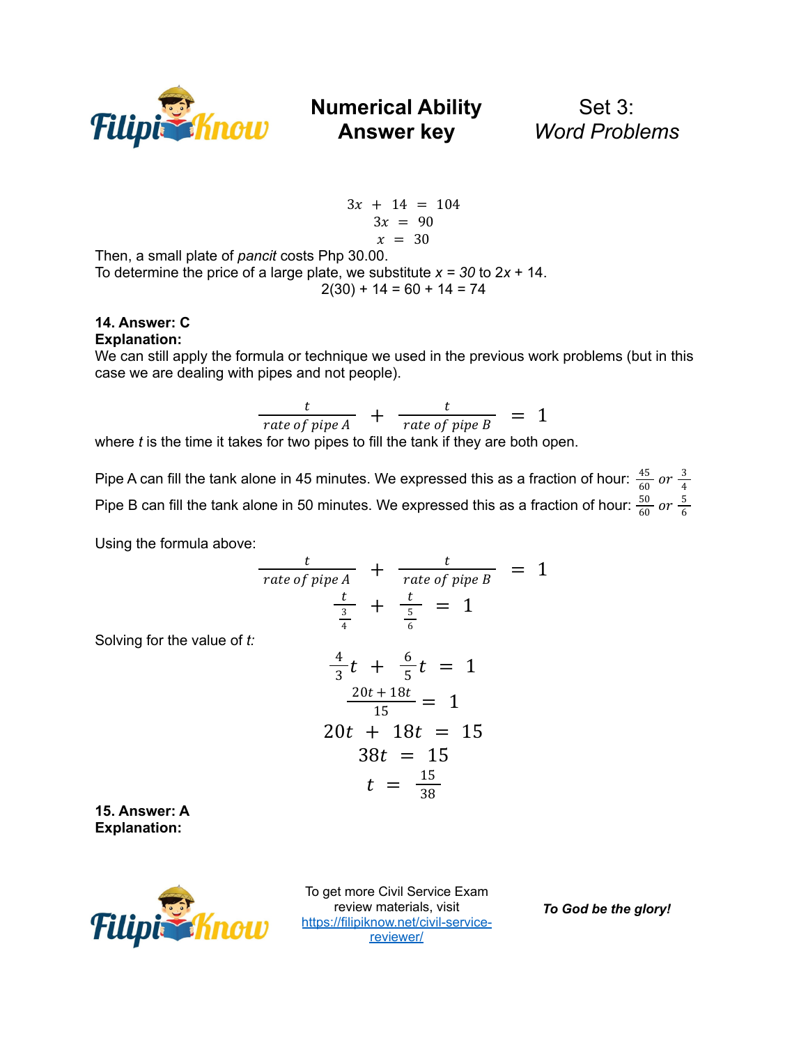$$3x + 14 = 104$$
$$3x = 90$$
$$x = 30$$

Then, a small plate of *pancit* costs Php 30.00.
To determine the price of a large plate, we substitute $x = 30$ to $2x + 14$.

$$2(30) + 14 = 60 + 14 = 74$$

**14. Answer: C**
**Explanation:**
We can still apply the formula or technique we used in the previous work problems (but in this case we are dealing with pipes and not people).

$$\frac{t}{rate\ of\ pipe\ A} + \frac{t}{rate\ of\ pipe\ B} = 1$$

where $t$ is the time it takes for two pipes to fill the tank if they are both open.

Pipe A can fill the tank alone in 45 minutes. We expressed this as a fraction of hour: $\frac{45}{60}$ or $\frac{3}{4}$

Pipe B can fill the tank alone in 50 minutes. We expressed this as a fraction of hour: $\frac{50}{60}$ or $\frac{5}{6}$

Using the formula above:

$$\frac{t}{rate\ of\ pipe\ A} + \frac{t}{rate\ of\ pipe\ B} = 1$$
$$\frac{t}{\frac{3}{4}} + \frac{t}{\frac{5}{6}} = 1$$

Solving for the value of $t$:

$$\frac{4}{3}t + \frac{6}{5}t = 1$$
$$\frac{20t + 18t}{15} = 1$$
$$20t + 18t = 15$$
$$38t = 15$$
$$t = \frac{15}{38}$$

**15. Answer: A**
**Explanation:**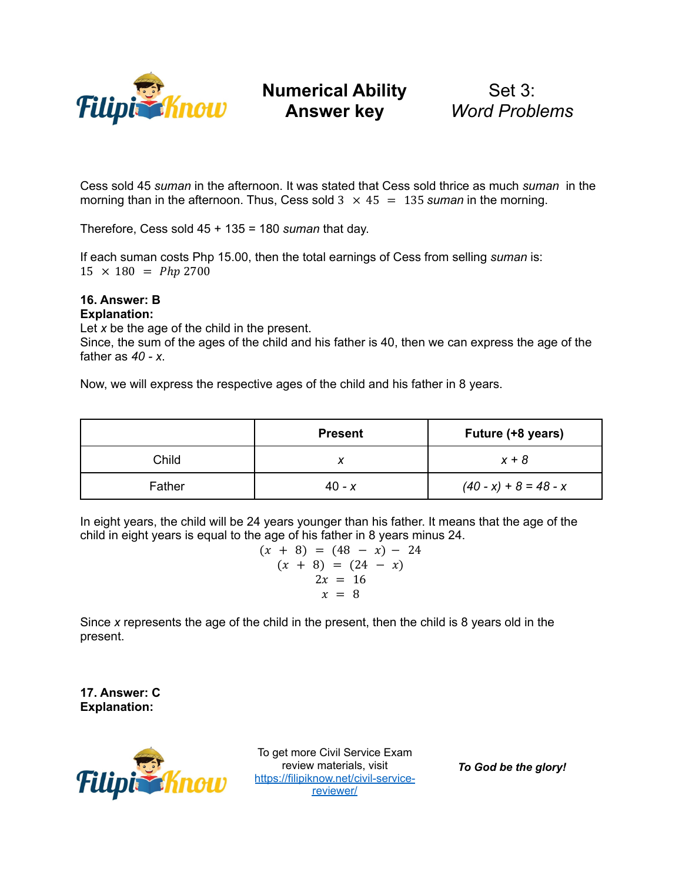Cess sold 45 *suman* in the afternoon. It was stated that Cess sold thrice as much *suman* in the morning than in the afternoon. Thus, Cess sold $3 \times 45 = 135$ *suman* in the morning.

Therefore, Cess sold 45 + 135 = 180 *suman* that day.

If each suman costs Php 15.00, then the total earnings of Cess from selling *suman* is:
$15 \times 180 = Php\ 2700$

**16. Answer: B**
**Explanation:**
Let *x* be the age of the child in the present.
Since, the sum of the ages of the child and his father is 40, then we can express the age of the father as *40 - x*.

Now, we will express the respective ages of the child and his father in 8 years.

| | Present | Future (+8 years) |
|---|---|---|
| Child | *x* | *x + 8* |
| Father | 40 - *x* | *(40 - x) + 8 = 48 - x* |

In eight years, the child will be 24 years younger than his father. It means that the age of the child in eight years is equal to the age of his father in 8 years minus 24.

$$(x + 8) = (48 - x) - 24$$
$$(x + 8) = (24 - x)$$
$$2x = 16$$
$$x = 8$$

Since *x* represents the age of the child in the present, then the child is 8 years old in the present.

**17. Answer: C**
**Explanation:**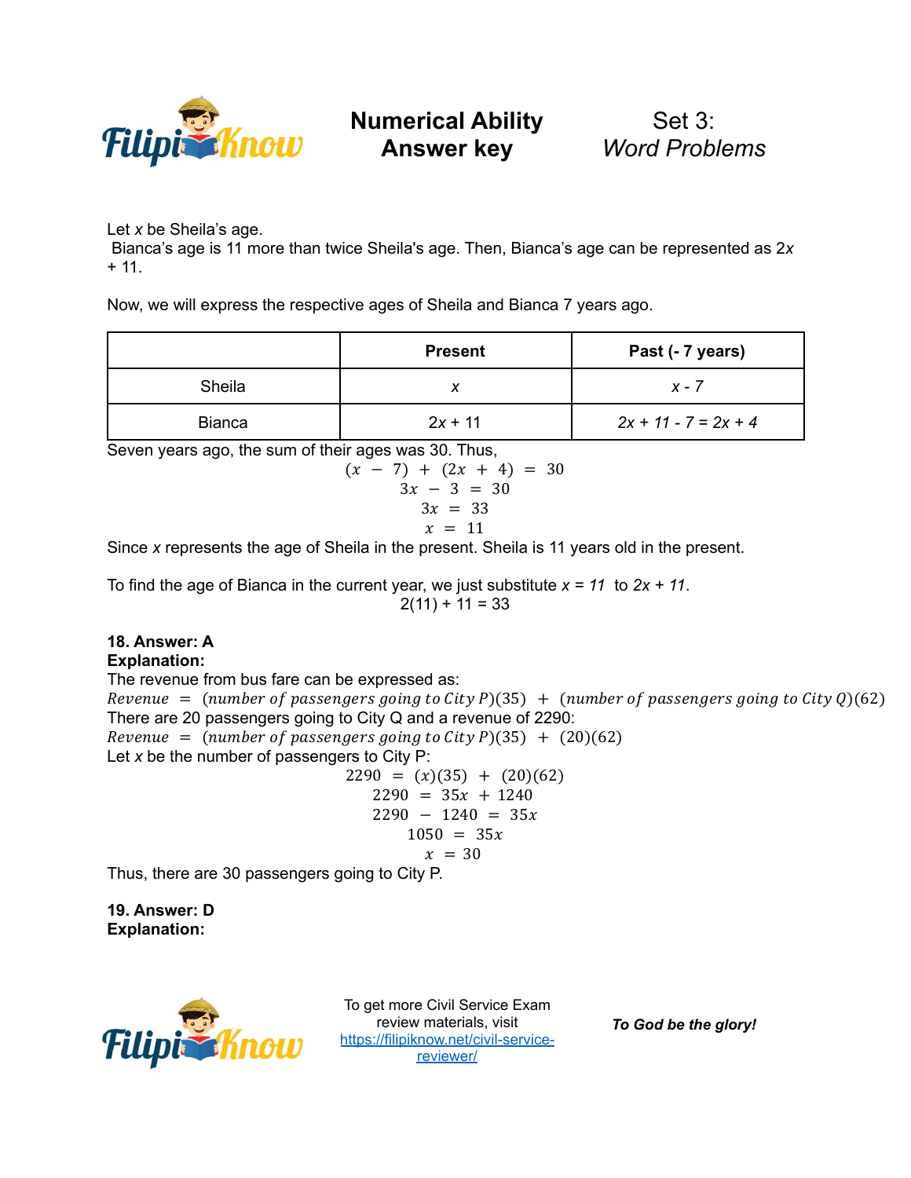Let $x$ be Sheila's age.
Bianca's age is 11 more than twice Sheila's age. Then, Bianca's age can be represented as $2x + 11$.

Now, we will express the respective ages of Sheila and Bianca 7 years ago.

| | Present | Past (- 7 years) |
|---|---|---|
| Sheila | $x$ | $x - 7$ |
| Bianca | $2x + 11$ | $2x + 11 - 7 = 2x + 4$ |

Seven years ago, the sum of their ages was 30. Thus,

$$(x - 7) + (2x + 4) = 30$$
$$3x - 3 = 30$$
$$3x = 33$$
$$x = 11$$

Since $x$ represents the age of Sheila in the present. Sheila is 11 years old in the present.

To find the age of Bianca in the current year, we just substitute $x = 11$ to $2x + 11$.

$$2(11) + 11 = 33$$

**18. Answer: A**
**Explanation:**
The revenue from bus fare can be expressed as:

$$Revenue = (number\ of\ passengers\ going\ to\ City\ P)(35) + (number\ of\ passengers\ going\ to\ City\ Q)(62)$$

There are 20 passengers going to City Q and a revenue of 2290:

$$Revenue = (number\ of\ passengers\ going\ to\ City\ P)(35) + (20)(62)$$

Let $x$ be the number of passengers to City P:

$$2290 = (x)(35) + (20)(62)$$
$$2290 = 35x + 1240$$
$$2290 - 1240 = 35x$$
$$1050 = 35x$$
$$x = 30$$

Thus, there are 30 passengers going to City P.

**19. Answer: D**
**Explanation:**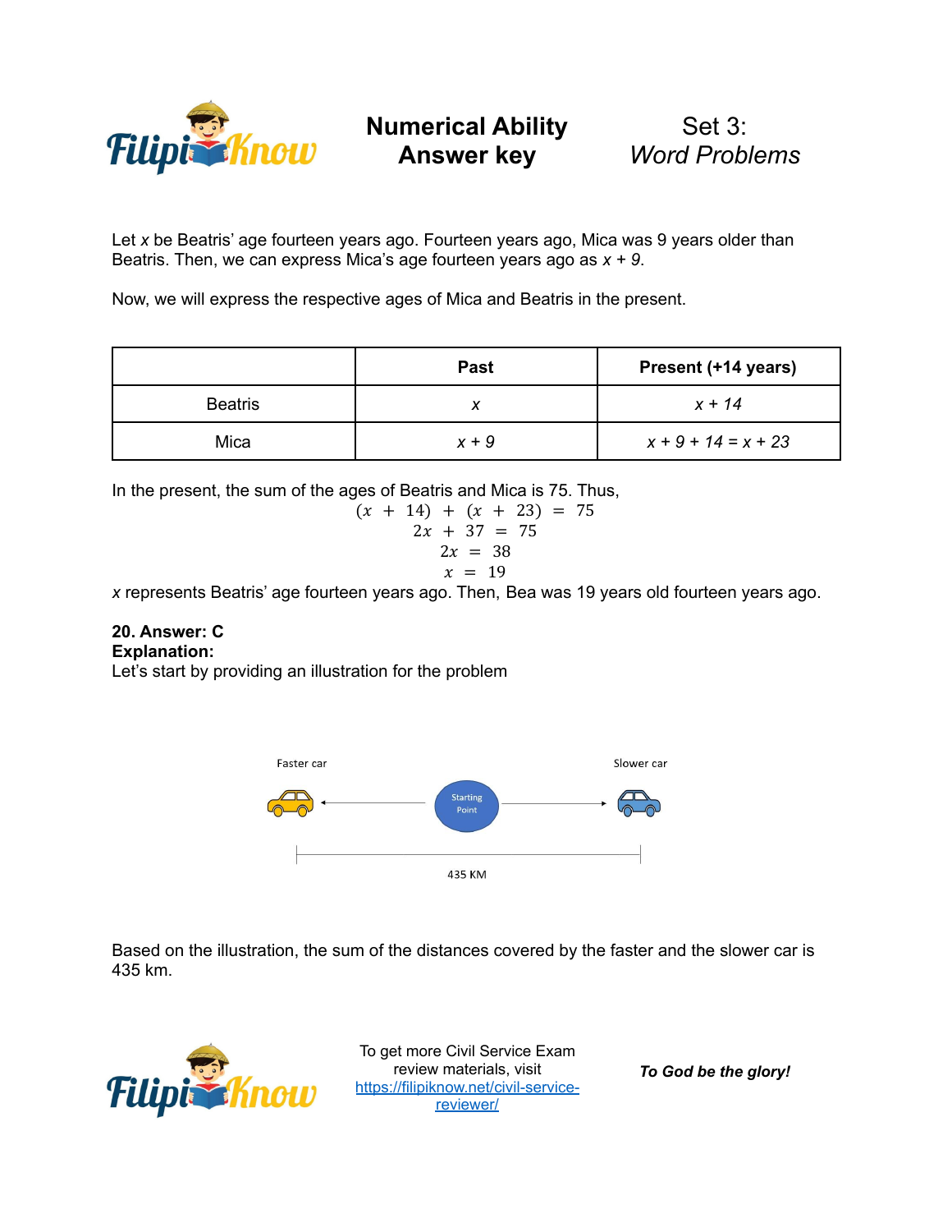Let $x$ be Beatris' age fourteen years ago. Fourteen years ago, Mica was 9 years older than Beatris. Then, we can express Mica's age fourteen years ago as $x + 9$.

Now, we will express the respective ages of Mica and Beatris in the present.

| | Past | Present (+14 years) |
|---|---|---|
| Beatris | $x$ | $x + 14$ |
| Mica | $x + 9$ | $x + 9 + 14 = x + 23$ |

In the present, the sum of the ages of Beatris and Mica is 75. Thus,

$$(x + 14) + (x + 23) = 75$$
$$2x + 37 = 75$$
$$2x = 38$$
$$x = 19$$

$x$ represents Beatris' age fourteen years ago. Then, Bea was 19 years old fourteen years ago.

**20. Answer: C**
**Explanation:**
Let's start by providing an illustration for the problem

Faster car ← Starting Point → Slower car

435 KM

Based on the illustration, the sum of the distances covered by the faster and the slower car is 435 km.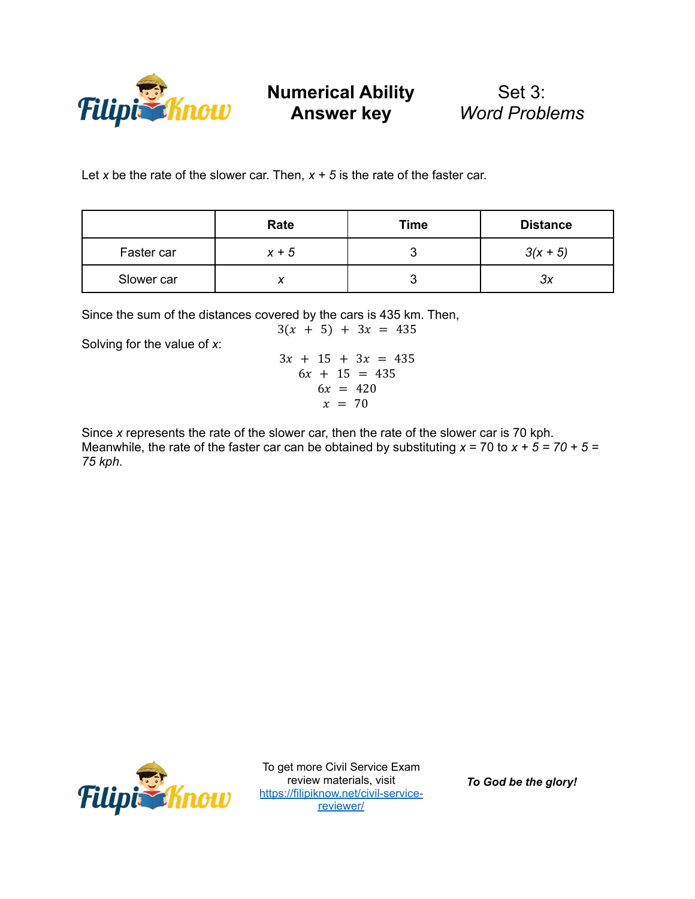Let $x$ be the rate of the slower car. Then, $x + 5$ is the rate of the faster car.

| | Rate | Time | Distance |
|---|---|---|---|
| Faster car | $x + 5$ | 3 | $3(x + 5)$ |
| Slower car | $x$ | 3 | $3x$ |

Since the sum of the distances covered by the cars is 435 km. Then,

$$3(x + 5) + 3x = 435$$

Solving for the value of $x$:

$$3x + 15 + 3x = 435$$
$$6x + 15 = 435$$
$$6x = 420$$
$$x = 70$$

Since $x$ represents the rate of the slower car, then the rate of the slower car is 70 kph. Meanwhile, the rate of the faster car can be obtained by substituting $x = 70$ to $x + 5 = 70 + 5 = 75$ *kph*.